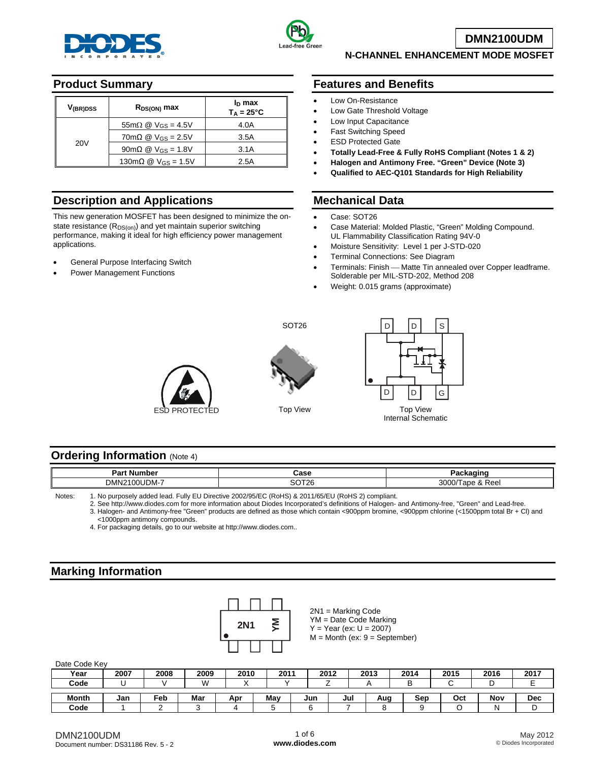# DMN2100UDM

**N-CHANNEL ENHANCEMENT MODE MOSFET**

## Product Summary

| $V_{(BR)DSS}$ | $R_{DS(ON)}$ max | $I_D$ max $T_A = 25°C$ |
|---|---|---|
| 20V | 55mΩ @ $V_{GS}$ = 4.5V | 4.0A |
| | 70mΩ @ $V_{GS}$ = 2.5V | 3.5A |
| | 90mΩ @ $V_{GS}$ = 1.8V | 3.1A |
| | 130mΩ @ $V_{GS}$ = 1.5V | 2.5A |

## Features and Benefits

- Low On-Resistance
- Low Gate Threshold Voltage
- Low Input Capacitance
- Fast Switching Speed
- ESD Protected Gate
- **Totally Lead-Free & Fully RoHS Compliant (Notes 1 & 2)**
- **Halogen and Antimony Free. "Green" Device (Note 3)**
- **Qualified to AEC-Q101 Standards for High Reliability**

## Description and Applications

This new generation MOSFET has been designed to minimize the on-state resistance ($R_{DS(on)}$) and yet maintain superior switching performance, making it ideal for high efficiency power management applications.

- General Purpose Interfacing Switch
- Power Management Functions

## Mechanical Data

- Case: SOT26
- Case Material: Molded Plastic, "Green" Molding Compound. UL Flammability Classification Rating 94V-0
- Moisture Sensitivity: Level 1 per J-STD-020
- Terminal Connections: See Diagram
- Terminals: Finish — Matte Tin annealed over Copper leadframe. Solderable per MIL-STD-202, Method 208
- Weight: 0.015 grams (approximate)

ESD PROTECTED

SOT26

Top View

Top View
Internal Schematic

## Ordering Information (Note 4)

| Part Number | Case | Packaging |
|---|---|---|
| DMN2100UDM-7 | SOT26 | 3000/Tape & Reel |

Notes:
1. No purposely added lead. Fully EU Directive 2002/95/EC (RoHS) & 2011/65/EU (RoHS 2) compliant.
2. See http://www.diodes.com for more information about Diodes Incorporated's definitions of Halogen- and Antimony-free, "Green" and Lead-free.
3. Halogen- and Antimony-free "Green" products are defined as those which contain <900ppm bromine, <900ppm chlorine (<1500ppm total Br + Cl) and <1000ppm antimony compounds.
4. For packaging details, go to our website at http://www.diodes.com..

## Marking Information

2N1 = Marking Code
YM = Date Code Marking
Y = Year (ex: U = 2007)
M = Month (ex: 9 = September)

Date Code Key

| Year | 2007 | 2008 | 2009 | 2010 | 2011 | 2012 | 2013 | 2014 | 2015 | 2016 | 2017 |
|---|---|---|---|---|---|---|---|---|---|---|---|
| Code | U | V | W | X | Y | Z | A | B | C | D | E |

| Month | Jan | Feb | Mar | Apr | May | Jun | Jul | Aug | Sep | Oct | Nov | Dec |
|---|---|---|---|---|---|---|---|---|---|---|---|---|
| Code | 1 | 2 | 3 | 4 | 5 | 6 | 7 | 8 | 9 | O | N | D |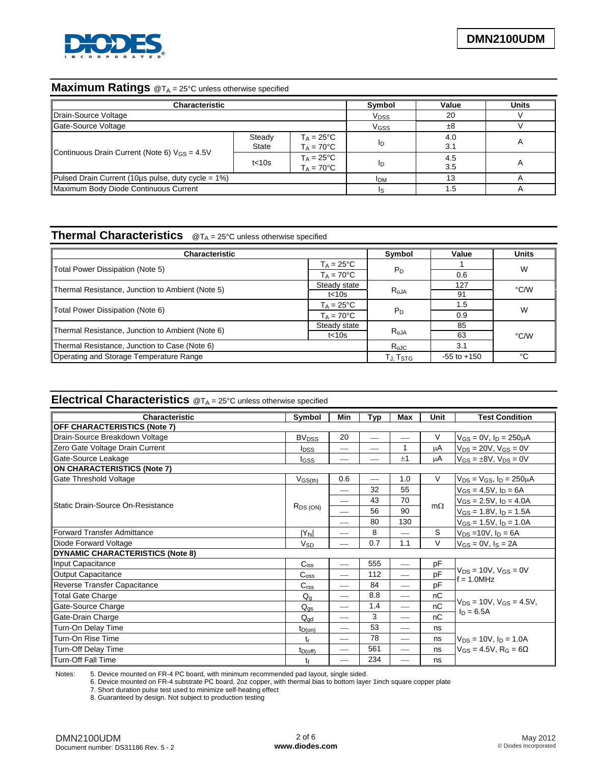## Maximum Ratings @$T_A$ = 25°C unless otherwise specified

| Characteristic | | | Symbol | Value | Units |
|---|---|---|---|---|---|
| Drain-Source Voltage | | | $V_{DSS}$ | 20 | V |
| Gate-Source Voltage | | | $V_{GSS}$ | ±8 | V |
| Continuous Drain Current (Note 6) $V_{GS}$ = 4.5V | Steady State | $T_A$ = 25°C<br>$T_A$ = 70°C | $I_D$ | 4.0<br>3.1 | A |
| | t<10s | $T_A$ = 25°C<br>$T_A$ = 70°C | $I_D$ | 4.5<br>3.5 | A |
| Pulsed Drain Current (10µs pulse, duty cycle = 1%) | | | $I_{DM}$ | 13 | A |
| Maximum Body Diode Continuous Current | | | $I_S$ | 1.5 | A |

## Thermal Characteristics @$T_A$ = 25°C unless otherwise specified

| Characteristic | | Symbol | Value | Units |
|---|---|---|---|---|
| Total Power Dissipation (Note 5) | $T_A$ = 25°C | $P_D$ | 1 | W |
| | $T_A$ = 70°C | | 0.6 | |
| Thermal Resistance, Junction to Ambient (Note 5) | Steady state | $R_{\theta JA}$ | 127 | °C/W |
| | t<10s | | 91 | |
| Total Power Dissipation (Note 6) | $T_A$ = 25°C | $P_D$ | 1.5 | W |
| | $T_A$ = 70°C | | 0.9 | |
| Thermal Resistance, Junction to Ambient (Note 6) | Steady state | $R_{\theta JA}$ | 85 | °C/W |
| | t<10s | | 63 | |
| Thermal Resistance, Junction to Case (Note 6) | | $R_{\theta JC}$ | 3.1 | |
| Operating and Storage Temperature Range | | $T_J, T_{STG}$ | -55 to +150 | °C |

## Electrical Characteristics @$T_A$ = 25°C unless otherwise specified

| Characteristic | Symbol | Min | Typ | Max | Unit | Test Condition |
|---|---|---|---|---|---|---|
| **OFF CHARACTERISTICS (Note 7)** | | | | | | |
| Drain-Source Breakdown Voltage | $BV_{DSS}$ | 20 | — | — | V | $V_{GS}$ = 0V, $I_D$ = 250µA |
| Zero Gate Voltage Drain Current | $I_{DSS}$ | — | — | 1 | µA | $V_{DS}$ = 20V, $V_{GS}$ = 0V |
| Gate-Source Leakage | $I_{GSS}$ | — | — | ±1 | µA | $V_{GS}$ = ±8V, $V_{DS}$ = 0V |
| **ON CHARACTERISTICS (Note 7)** | | | | | | |
| Gate Threshold Voltage | $V_{GS(th)}$ | 0.6 | — | 1.0 | V | $V_{DS}$ = $V_{GS}$, $I_D$ = 250µA |
| Static Drain-Source On-Resistance | $R_{DS\ (ON)}$ | — | 32 | 55 | mΩ | $V_{GS}$ = 4.5V, $I_D$ = 6A |
| | | — | 43 | 70 | | $V_{GS}$ = 2.5V, $I_D$ = 4.0A |
| | | — | 56 | 90 | | $V_{GS}$ = 1.8V, $I_D$ = 1.5A |
| | | — | 80 | 130 | | $V_{GS}$ = 1.5V, $I_D$ = 1.0A |
| Forward Transfer Admittance | $\|Y_{fs}\|$ | — | 8 | — | S | $V_{DS}$ =10V, $I_D$ = 6A |
| Diode Forward Voltage | $V_{SD}$ | — | 0.7 | 1.1 | V | $V_{GS}$ = 0V, $I_S$ = 2A |
| **DYNAMIC CHARACTERISTICS (Note 8)** | | | | | | |
| Input Capacitance | $C_{iss}$ | — | 555 | — | pF | $V_{DS}$ = 10V, $V_{GS}$ = 0V<br>f = 1.0MHz |
| Output Capacitance | $C_{oss}$ | — | 112 | — | pF | |
| Reverse Transfer Capacitance | $C_{rss}$ | — | 84 | — | pF | |
| Total Gate Charge | $Q_g$ | — | 8.8 | — | nC | $V_{DS}$ = 10V, $V_{GS}$ = 4.5V,<br>$I_D$ = 6.5A |
| Gate-Source Charge | $Q_{gs}$ | — | 1.4 | — | nC | |
| Gate-Drain Charge | $Q_{gd}$ | — | 3 | — | nC | |
| Turn-On Delay Time | $t_{D(on)}$ | — | 53 | — | ns | $V_{DS}$ = 10V, $I_D$ = 1.0A<br>$V_{GS}$ = 4.5V, $R_G$ = 6Ω |
| Turn-On Rise Time | $t_r$ | — | 78 | — | ns | |
| Turn-Off Delay Time | $t_{D(off)}$ | — | 561 | — | ns | |
| Turn-Off Fall Time | $t_f$ | — | 234 | — | ns | |

Notes:
5. Device mounted on FR-4 PC board, with minimum recommended pad layout, single sided.
6. Device mounted on FR-4 substrate PC board, 2oz copper, with thermal bias to bottom layer 1inch square copper plate
7. Short duration pulse test used to minimize self-heating effect
8. Guaranteed by design. Not subject to production testing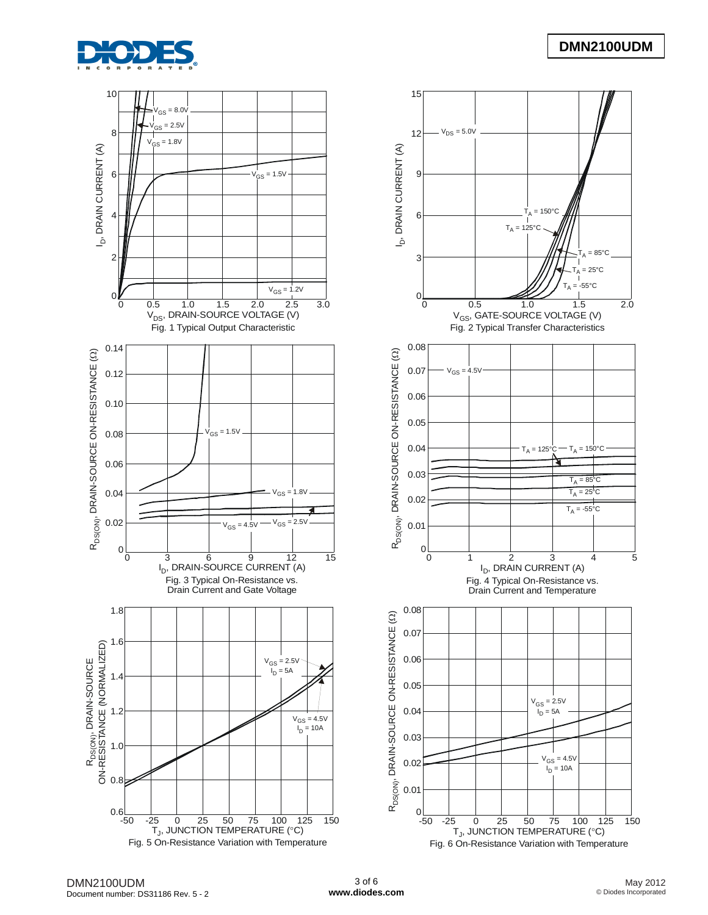Fig. 1 Typical Output Characteristic

Fig. 2 Typical Transfer Characteristics

Fig. 3 Typical On-Resistance vs. Drain Current and Gate Voltage

Fig. 4 Typical On-Resistance vs. Drain Current and Temperature

Fig. 5 On-Resistance Variation with Temperature

Fig. 6 On-Resistance Variation with Temperature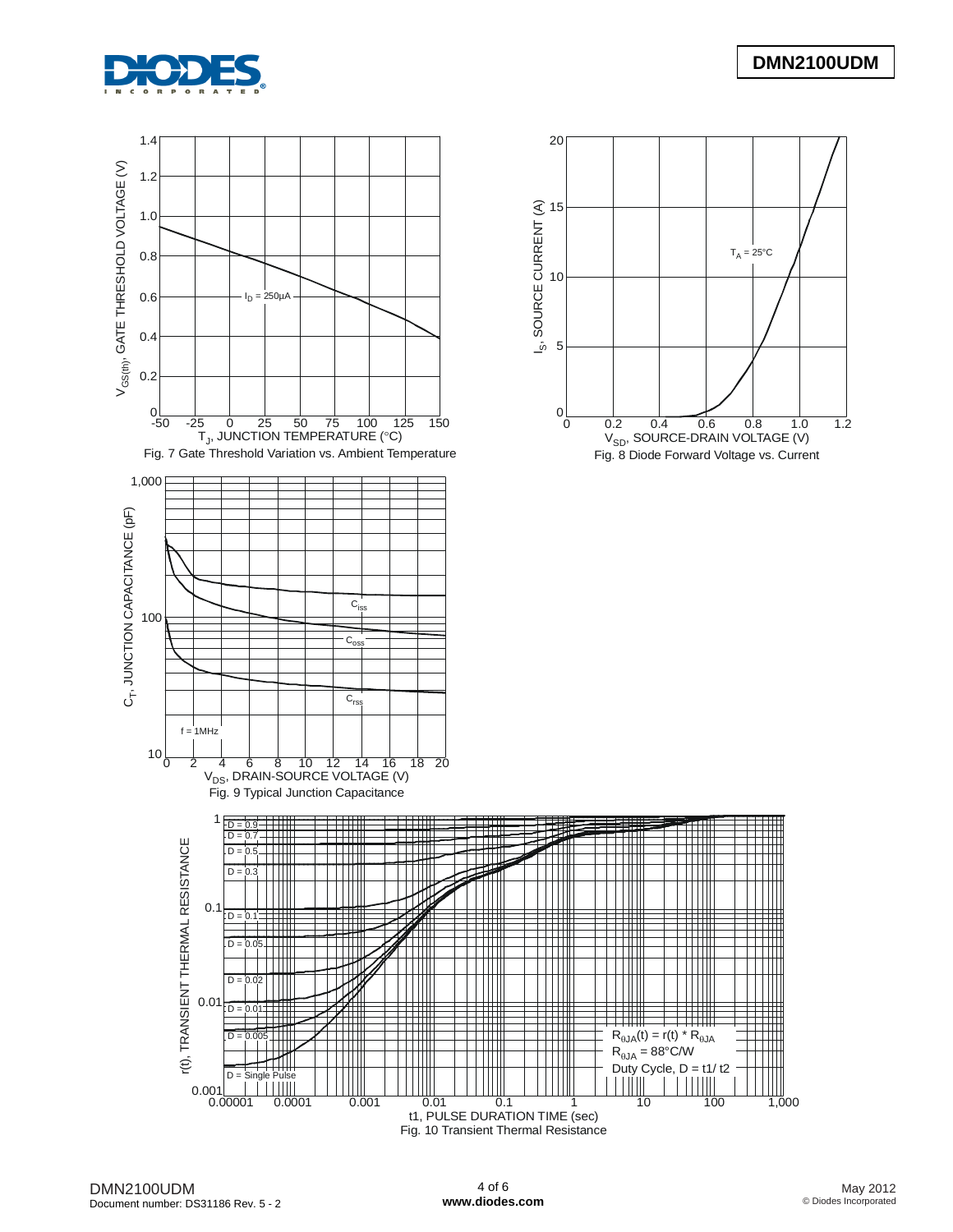Fig. 7 Gate Threshold Variation vs. Ambient Temperature

Fig. 8 Diode Forward Voltage vs. Current

Fig. 9 Typical Junction Capacitance

Fig. 10 Transient Thermal Resistance

$R_{\theta JA}(t) = r(t) * R_{\theta JA}$

$R_{\theta JA} = 88°C/W$

Duty Cycle, D = t1/ t2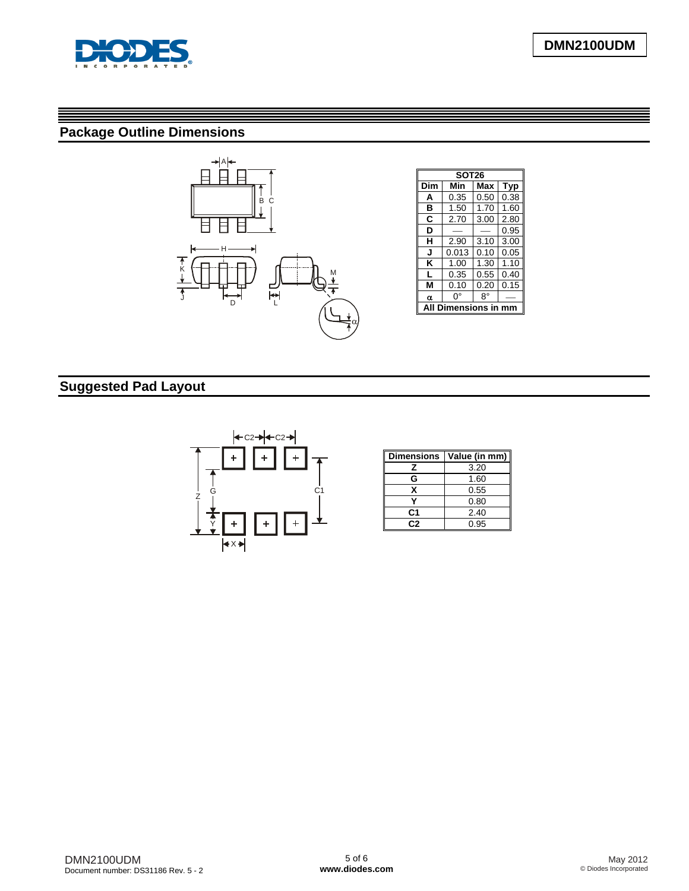## Package Outline Dimensions

| SOT26 | | | |
|---|---|---|---|
| **Dim** | **Min** | **Max** | **Typ** |
| **A** | 0.35 | 0.50 | 0.38 |
| **B** | 1.50 | 1.70 | 1.60 |
| **C** | 2.70 | 3.00 | 2.80 |
| **D** | — | — | 0.95 |
| **H** | 2.90 | 3.10 | 3.00 |
| **J** | 0.013 | 0.10 | 0.05 |
| **K** | 1.00 | 1.30 | 1.10 |
| **L** | 0.35 | 0.55 | 0.40 |
| **M** | 0.10 | 0.20 | 0.15 |
| **α** | 0° | 8° | — |
| **All Dimensions in mm** | | | |

## Suggested Pad Layout

| Dimensions | Value (in mm) |
|---|---|
| **Z** | 3.20 |
| **G** | 1.60 |
| **X** | 0.55 |
| **Y** | 0.80 |
| **C1** | 2.40 |
| **C2** | 0.95 |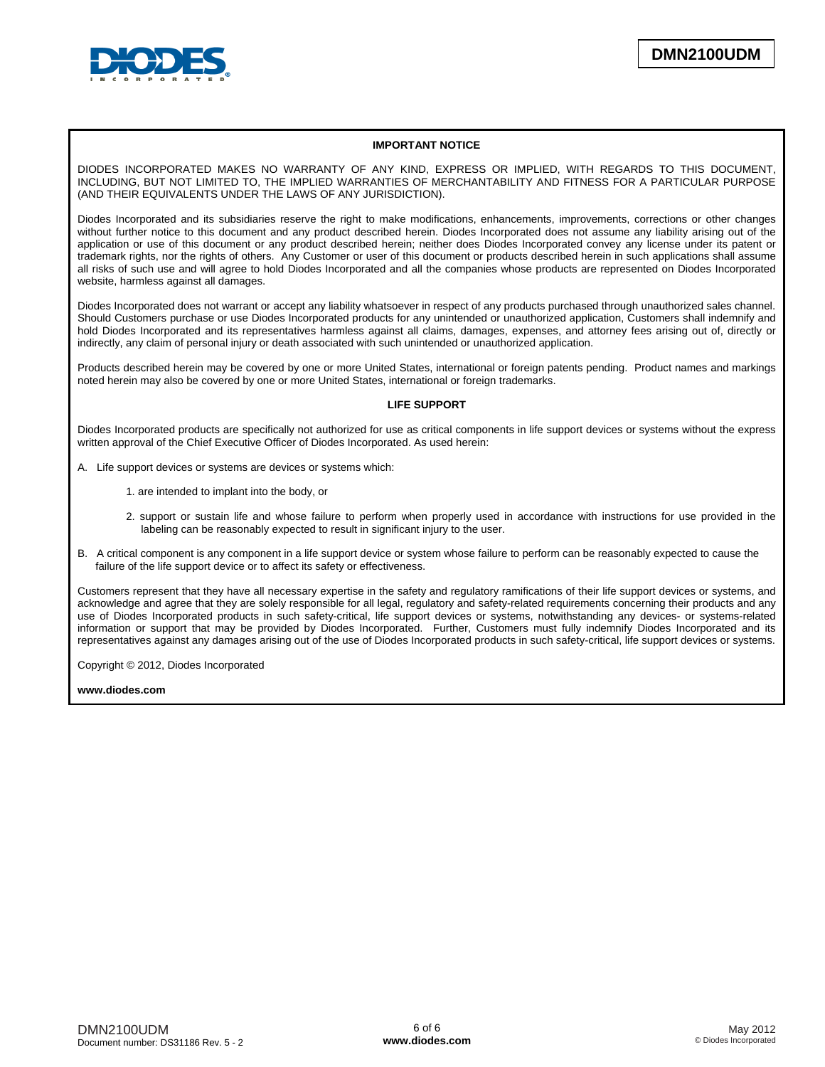## IMPORTANT NOTICE

DIODES INCORPORATED MAKES NO WARRANTY OF ANY KIND, EXPRESS OR IMPLIED, WITH REGARDS TO THIS DOCUMENT, INCLUDING, BUT NOT LIMITED TO, THE IMPLIED WARRANTIES OF MERCHANTABILITY AND FITNESS FOR A PARTICULAR PURPOSE (AND THEIR EQUIVALENTS UNDER THE LAWS OF ANY JURISDICTION).

Diodes Incorporated and its subsidiaries reserve the right to make modifications, enhancements, improvements, corrections or other changes without further notice to this document and any product described herein. Diodes Incorporated does not assume any liability arising out of the application or use of this document or any product described herein; neither does Diodes Incorporated convey any license under its patent or trademark rights, nor the rights of others. Any Customer or user of this document or products described herein in such applications shall assume all risks of such use and will agree to hold Diodes Incorporated and all the companies whose products are represented on Diodes Incorporated website, harmless against all damages.

Diodes Incorporated does not warrant or accept any liability whatsoever in respect of any products purchased through unauthorized sales channel. Should Customers purchase or use Diodes Incorporated products for any unintended or unauthorized application, Customers shall indemnify and hold Diodes Incorporated and its representatives harmless against all claims, damages, expenses, and attorney fees arising out of, directly or indirectly, any claim of personal injury or death associated with such unintended or unauthorized application.

Products described herein may be covered by one or more United States, international or foreign patents pending. Product names and markings noted herein may also be covered by one or more United States, international or foreign trademarks.

## LIFE SUPPORT

Diodes Incorporated products are specifically not authorized for use as critical components in life support devices or systems without the express written approval of the Chief Executive Officer of Diodes Incorporated. As used herein:

A. Life support devices or systems are devices or systems which:

1. are intended to implant into the body, or
2. support or sustain life and whose failure to perform when properly used in accordance with instructions for use provided in the labeling can be reasonably expected to result in significant injury to the user.

B. A critical component is any component in a life support device or system whose failure to perform can be reasonably expected to cause the failure of the life support device or to affect its safety or effectiveness.

Customers represent that they have all necessary expertise in the safety and regulatory ramifications of their life support devices or systems, and acknowledge and agree that they are solely responsible for all legal, regulatory and safety-related requirements concerning their products and any use of Diodes Incorporated products in such safety-critical, life support devices or systems, notwithstanding any devices- or systems-related information or support that may be provided by Diodes Incorporated. Further, Customers must fully indemnify Diodes Incorporated and its representatives against any damages arising out of the use of Diodes Incorporated products in such safety-critical, life support devices or systems.

Copyright © 2012, Diodes Incorporated

**www.diodes.com**